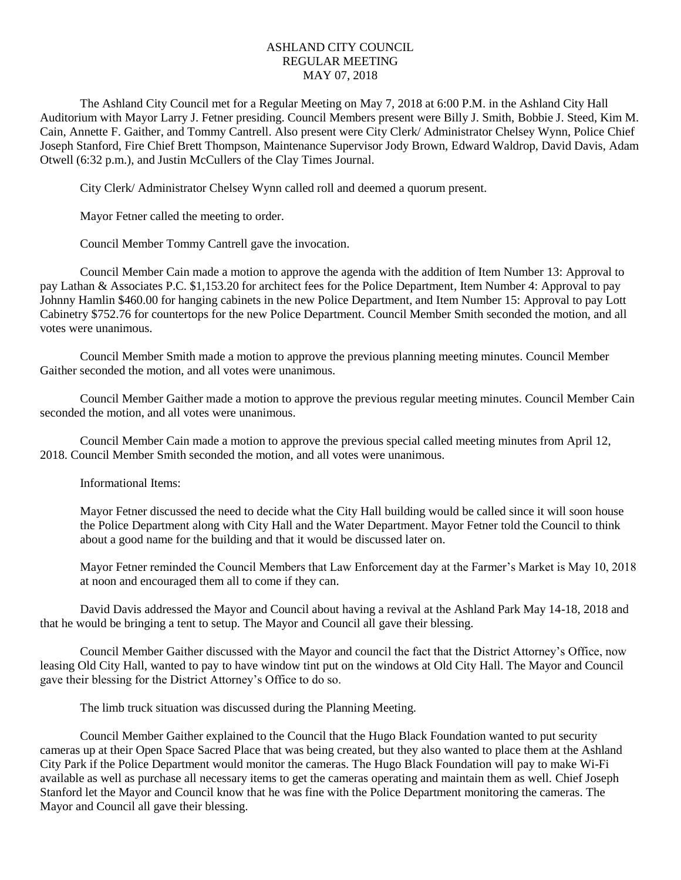# ASHLAND CITY COUNCIL
## REGULAR MEETING
## MAY 07, 2018

The Ashland City Council met for a Regular Meeting on May 7, 2018 at 6:00 P.M. in the Ashland City Hall Auditorium with Mayor Larry J. Fetner presiding. Council Members present were Billy J. Smith, Bobbie J. Steed, Kim M. Cain, Annette F. Gaither, and Tommy Cantrell. Also present were City Clerk/ Administrator Chelsey Wynn, Police Chief Joseph Stanford, Fire Chief Brett Thompson, Maintenance Supervisor Jody Brown, Edward Waldrop, David Davis, Adam Otwell (6:32 p.m.), and Justin McCullers of the Clay Times Journal.

City Clerk/ Administrator Chelsey Wynn called roll and deemed a quorum present.

Mayor Fetner called the meeting to order.

Council Member Tommy Cantrell gave the invocation.

Council Member Cain made a motion to approve the agenda with the addition of Item Number 13: Approval to pay Lathan & Associates P.C. $1,153.20 for architect fees for the Police Department, Item Number 4: Approval to pay Johnny Hamlin $460.00 for hanging cabinets in the new Police Department, and Item Number 15: Approval to pay Lott Cabinetry $752.76 for countertops for the new Police Department. Council Member Smith seconded the motion, and all votes were unanimous.

Council Member Smith made a motion to approve the previous planning meeting minutes. Council Member Gaither seconded the motion, and all votes were unanimous.

Council Member Gaither made a motion to approve the previous regular meeting minutes. Council Member Cain seconded the motion, and all votes were unanimous.

Council Member Cain made a motion to approve the previous special called meeting minutes from April 12, 2018. Council Member Smith seconded the motion, and all votes were unanimous.

Informational Items:

Mayor Fetner discussed the need to decide what the City Hall building would be called since it will soon house the Police Department along with City Hall and the Water Department. Mayor Fetner told the Council to think about a good name for the building and that it would be discussed later on.

Mayor Fetner reminded the Council Members that Law Enforcement day at the Farmer's Market is May 10, 2018 at noon and encouraged them all to come if they can.

David Davis addressed the Mayor and Council about having a revival at the Ashland Park May 14-18, 2018 and that he would be bringing a tent to setup. The Mayor and Council all gave their blessing.

Council Member Gaither discussed with the Mayor and council the fact that the District Attorney's Office, now leasing Old City Hall, wanted to pay to have window tint put on the windows at Old City Hall. The Mayor and Council gave their blessing for the District Attorney's Office to do so.

The limb truck situation was discussed during the Planning Meeting.

Council Member Gaither explained to the Council that the Hugo Black Foundation wanted to put security cameras up at their Open Space Sacred Place that was being created, but they also wanted to place them at the Ashland City Park if the Police Department would monitor the cameras. The Hugo Black Foundation will pay to make Wi-Fi available as well as purchase all necessary items to get the cameras operating and maintain them as well. Chief Joseph Stanford let the Mayor and Council know that he was fine with the Police Department monitoring the cameras. The Mayor and Council all gave their blessing.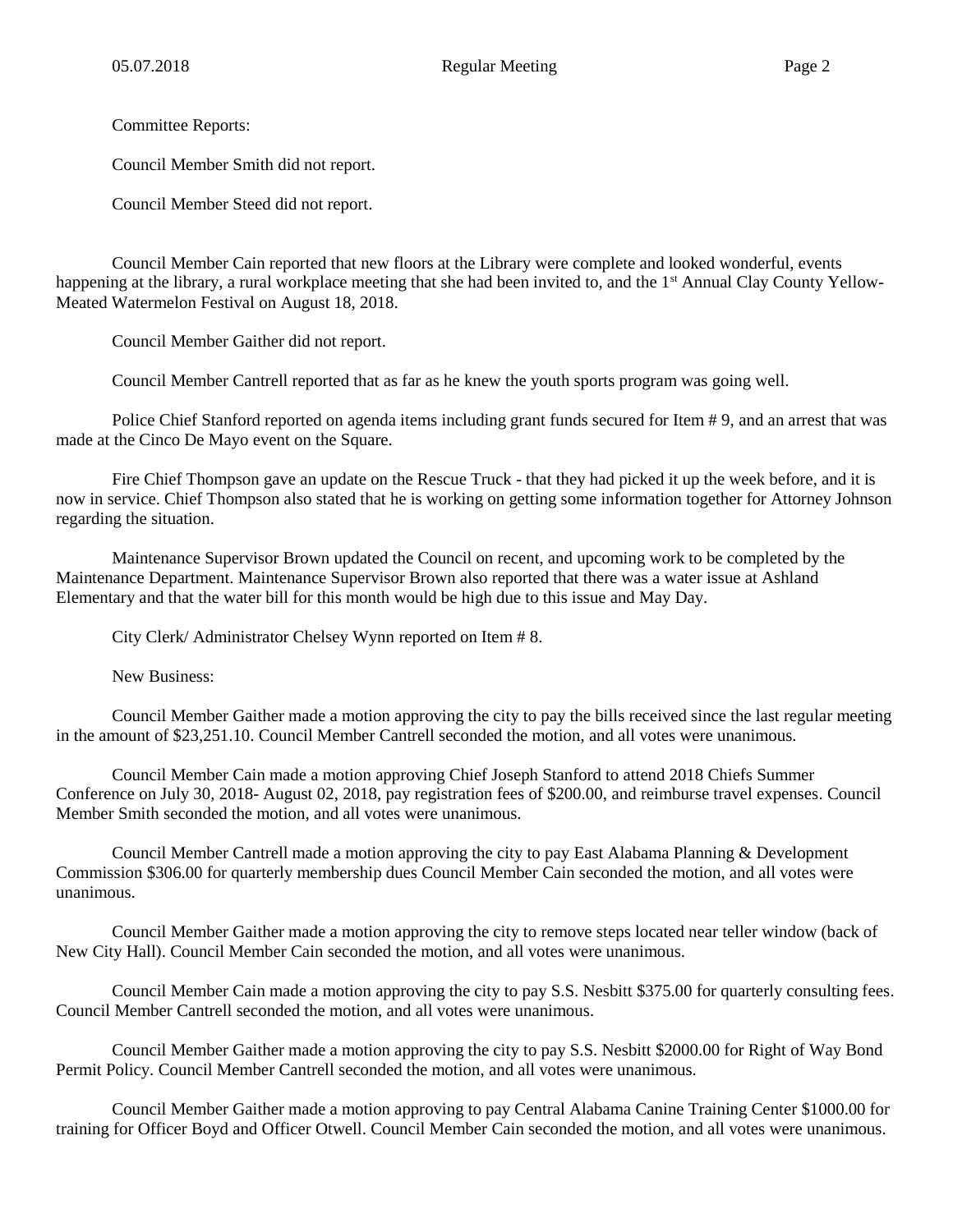Committee Reports:

Council Member Smith did not report.

Council Member Steed did not report.

Council Member Cain reported that new floors at the Library were complete and looked wonderful, events happening at the library, a rural workplace meeting that she had been invited to, and the 1st Annual Clay County Yellow-Meated Watermelon Festival on August 18, 2018.

Council Member Gaither did not report.

Council Member Cantrell reported that as far as he knew the youth sports program was going well.

Police Chief Stanford reported on agenda items including grant funds secured for Item # 9, and an arrest that was made at the Cinco De Mayo event on the Square.

Fire Chief Thompson gave an update on the Rescue Truck - that they had picked it up the week before, and it is now in service. Chief Thompson also stated that he is working on getting some information together for Attorney Johnson regarding the situation.

Maintenance Supervisor Brown updated the Council on recent, and upcoming work to be completed by the Maintenance Department. Maintenance Supervisor Brown also reported that there was a water issue at Ashland Elementary and that the water bill for this month would be high due to this issue and May Day.

City Clerk/ Administrator Chelsey Wynn reported on Item # 8.

New Business:

Council Member Gaither made a motion approving the city to pay the bills received since the last regular meeting in the amount of $23,251.10. Council Member Cantrell seconded the motion, and all votes were unanimous.

Council Member Cain made a motion approving Chief Joseph Stanford to attend 2018 Chiefs Summer Conference on July 30, 2018- August 02, 2018, pay registration fees of $200.00, and reimburse travel expenses. Council Member Smith seconded the motion, and all votes were unanimous.

Council Member Cantrell made a motion approving the city to pay East Alabama Planning & Development Commission $306.00 for quarterly membership dues Council Member Cain seconded the motion, and all votes were unanimous.

Council Member Gaither made a motion approving the city to remove steps located near teller window (back of New City Hall). Council Member Cain seconded the motion, and all votes were unanimous.

Council Member Cain made a motion approving the city to pay S.S. Nesbitt $375.00 for quarterly consulting fees. Council Member Cantrell seconded the motion, and all votes were unanimous.

Council Member Gaither made a motion approving the city to pay S.S. Nesbitt $2000.00 for Right of Way Bond Permit Policy. Council Member Cantrell seconded the motion, and all votes were unanimous.

Council Member Gaither made a motion approving to pay Central Alabama Canine Training Center $1000.00 for training for Officer Boyd and Officer Otwell. Council Member Cain seconded the motion, and all votes were unanimous.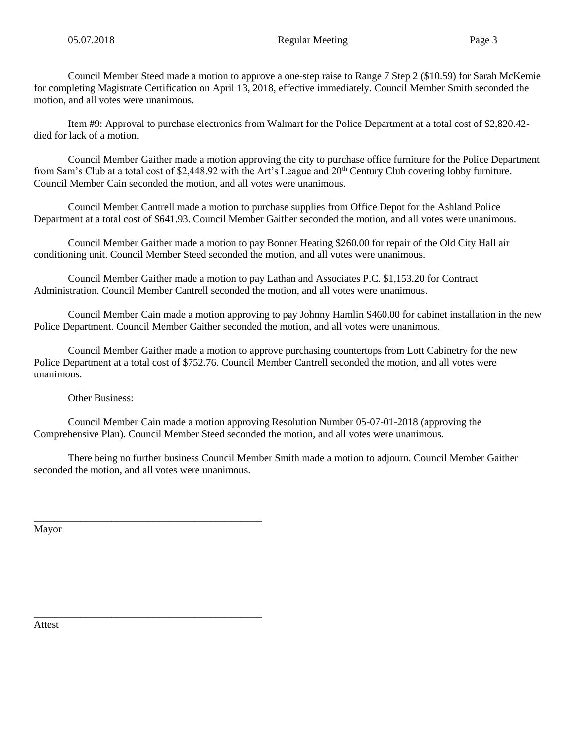Council Member Steed made a motion to approve a one-step raise to Range 7 Step 2 ($10.59) for Sarah McKemie for completing Magistrate Certification on April 13, 2018, effective immediately. Council Member Smith seconded the motion, and all votes were unanimous.

Item #9: Approval to purchase electronics from Walmart for the Police Department at a total cost of $2,820.42- died for lack of a motion.

Council Member Gaither made a motion approving the city to purchase office furniture for the Police Department from Sam's Club at a total cost of $2,448.92 with the Art's League and 20th Century Club covering lobby furniture. Council Member Cain seconded the motion, and all votes were unanimous.

Council Member Cantrell made a motion to purchase supplies from Office Depot for the Ashland Police Department at a total cost of $641.93. Council Member Gaither seconded the motion, and all votes were unanimous.

Council Member Gaither made a motion to pay Bonner Heating $260.00 for repair of the Old City Hall air conditioning unit. Council Member Steed seconded the motion, and all votes were unanimous.

Council Member Gaither made a motion to pay Lathan and Associates P.C. $1,153.20 for Contract Administration. Council Member Cantrell seconded the motion, and all votes were unanimous.

Council Member Cain made a motion approving to pay Johnny Hamlin $460.00 for cabinet installation in the new Police Department. Council Member Gaither seconded the motion, and all votes were unanimous.

Council Member Gaither made a motion to approve purchasing countertops from Lott Cabinetry for the new Police Department at a total cost of $752.76. Council Member Cantrell seconded the motion, and all votes were unanimous.

Other Business:

Council Member Cain made a motion approving Resolution Number 05-07-01-2018 (approving the Comprehensive Plan). Council Member Steed seconded the motion, and all votes were unanimous.

There being no further business Council Member Smith made a motion to adjourn. Council Member Gaither seconded the motion, and all votes were unanimous.

_____________________________________________
Mayor

_____________________________________________
Attest